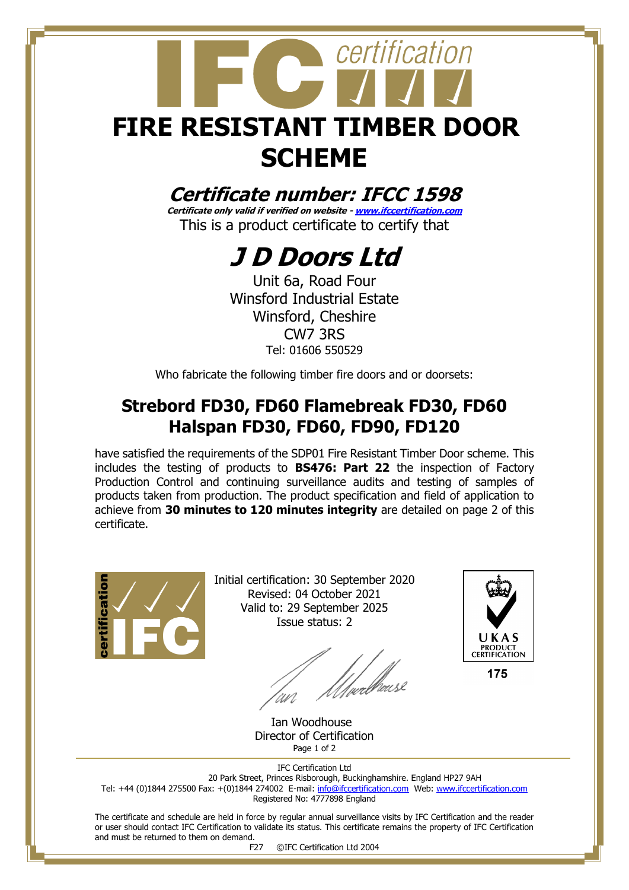# FIRE RESISTANT TIMBER DOOR SCHEME

## *Certificate number: IFCC 1598*

***Certificate only valid if verified on website - www.ifccertification.com***

This is a product certificate to certify that

# *J D Doors Ltd*

Unit 6a, Road Four
Winsford Industrial Estate
Winsford, Cheshire
CW7 3RS
Tel: 01606 550529

Who fabricate the following timber fire doors and or doorsets:

## Strebord FD30, FD60 Flamebreak FD30, FD60 Halspan FD30, FD60, FD90, FD120

have satisfied the requirements of the SDP01 Fire Resistant Timber Door scheme. This includes the testing of products to **BS476: Part 22** the inspection of Factory Production Control and continuing surveillance audits and testing of samples of products taken from production. The product specification and field of application to achieve from **30 minutes to 120 minutes integrity** are detailed on page 2 of this certificate.

Initial certification: 30 September 2020
Revised: 04 October 2021
Valid to: 29 September 2025
Issue status: 2

UKAS PRODUCT CERTIFICATION
175

Ian Woodhouse
Director of Certification

IFC Certification Ltd
20 Park Street, Princes Risborough, Buckinghamshire. England HP27 9AH
Tel: +44 (0)1844 275500 Fax: +(0)1844 274002 E-mail: info@ifccertification.com Web: www.ifccertification.com
Registered No: 4777898 England

The certificate and schedule are held in force by regular annual surveillance visits by IFC Certification and the reader or user should contact IFC Certification to validate its status. This certificate remains the property of IFC Certification and must be returned to them on demand.

F27 ©IFC Certification Ltd 2004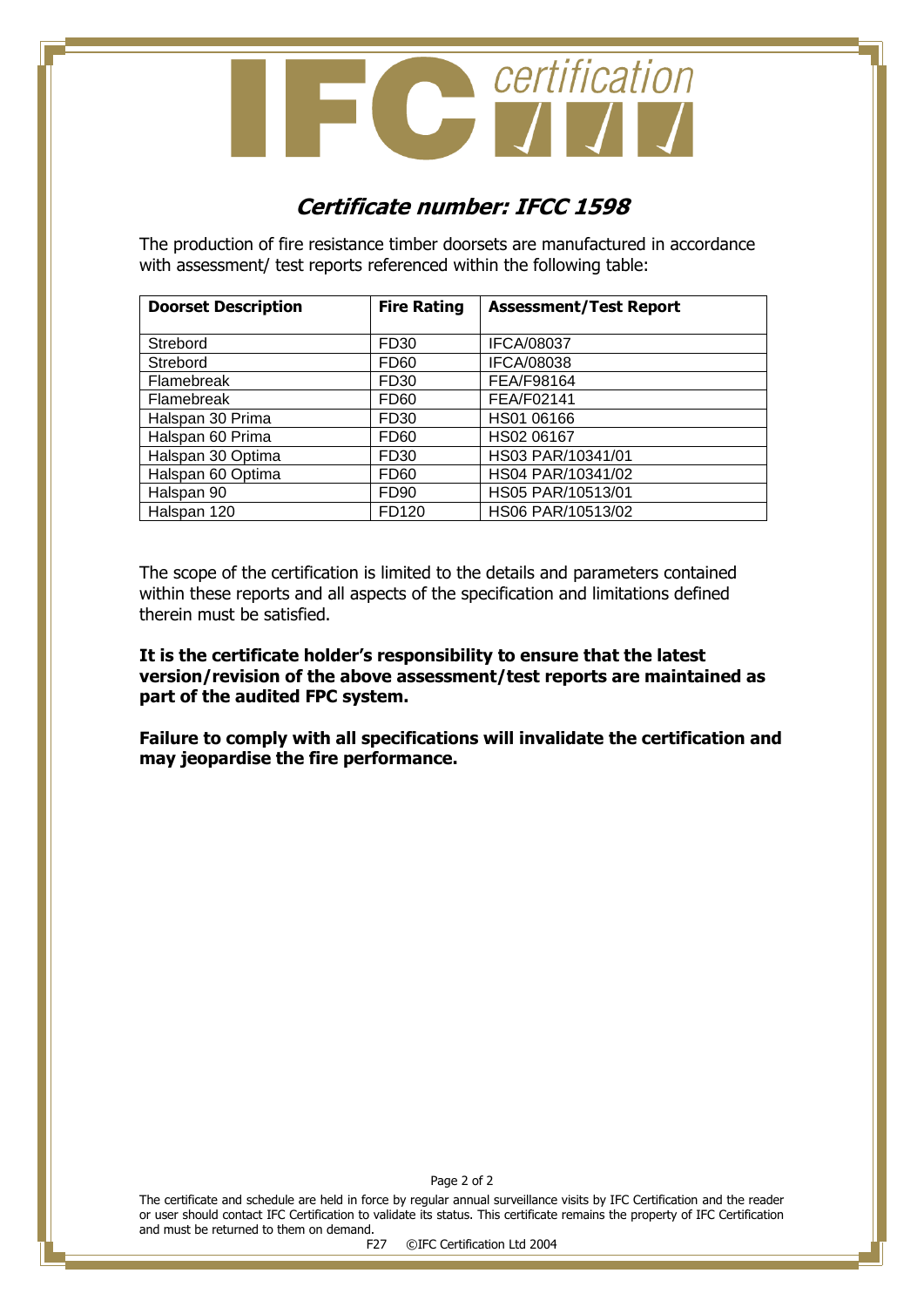# Certificate number: IFCC 1598

The production of fire resistance timber doorsets are manufactured in accordance with assessment/ test reports referenced within the following table:

| Doorset Description | Fire Rating | Assessment/Test Report |
|---|---|---|
| Strebord | FD30 | IFCA/08037 |
| Strebord | FD60 | IFCA/08038 |
| Flamebreak | FD30 | FEA/F98164 |
| Flamebreak | FD60 | FEA/F02141 |
| Halspan 30 Prima | FD30 | HS01 06166 |
| Halspan 60 Prima | FD60 | HS02 06167 |
| Halspan 30 Optima | FD30 | HS03 PAR/10341/01 |
| Halspan 60 Optima | FD60 | HS04 PAR/10341/02 |
| Halspan 90 | FD90 | HS05 PAR/10513/01 |
| Halspan 120 | FD120 | HS06 PAR/10513/02 |

The scope of the certification is limited to the details and parameters contained within these reports and all aspects of the specification and limitations defined therein must be satisfied.

**It is the certificate holder's responsibility to ensure that the latest version/revision of the above assessment/test reports are maintained as part of the audited FPC system.**

**Failure to comply with all specifications will invalidate the certification and may jeopardise the fire performance.**

The certificate and schedule are held in force by regular annual surveillance visits by IFC Certification and the reader or user should contact IFC Certification to validate its status. This certificate remains the property of IFC Certification and must be returned to them on demand.

F27 ©IFC Certification Ltd 2004